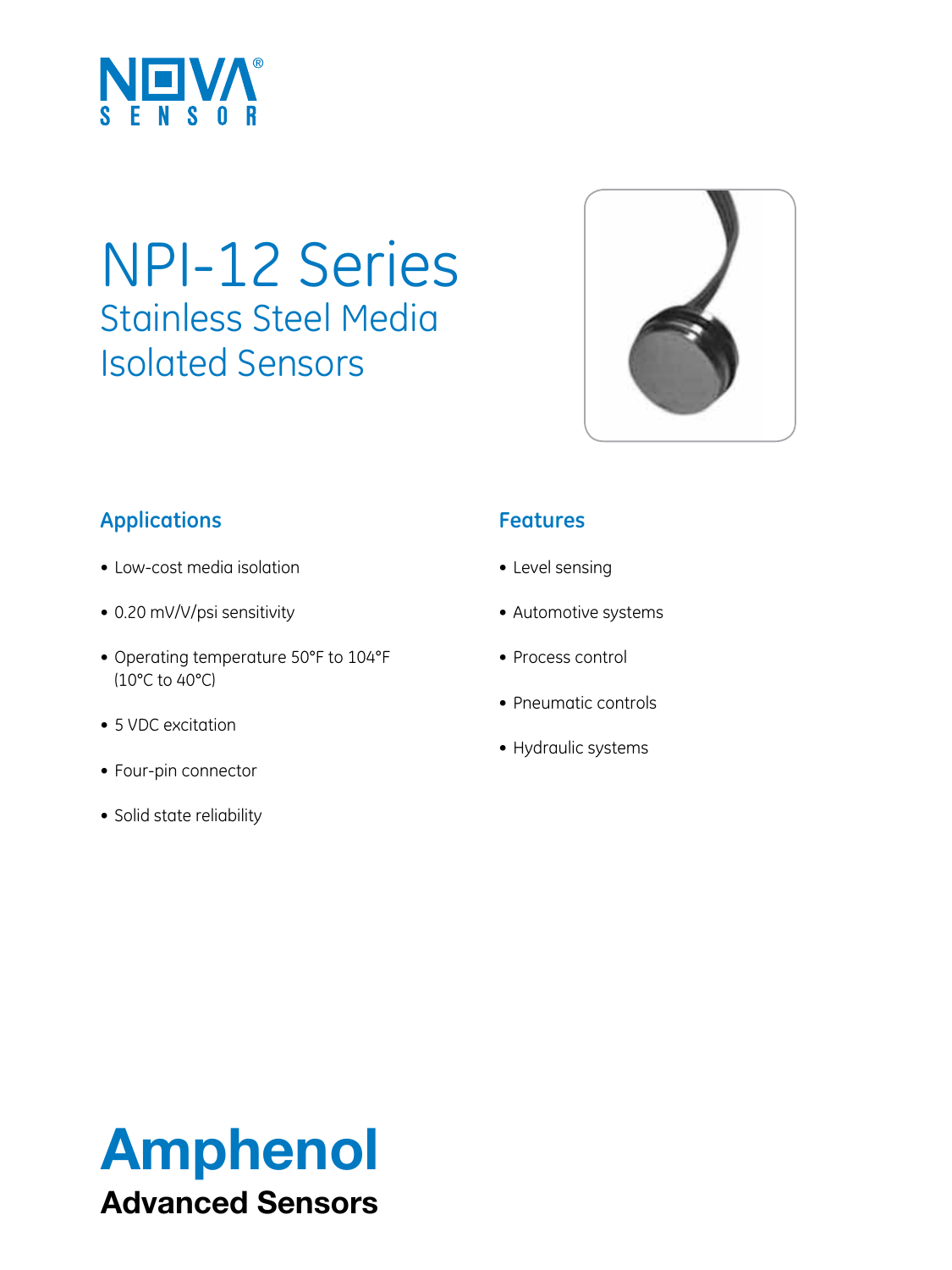NOVA® SENSOR

# NPI-12 Series

## Stainless Steel Media Isolated Sensors

### Applications

- Low-cost media isolation
- 0.20 mV/V/psi sensitivity
- Operating temperature 50°F to 104°F (10°C to 40°C)
- 5 VDC excitation
- Four-pin connector
- Solid state reliability

### Features

- Level sensing
- Automotive systems
- Process control
- Pneumatic controls
- Hydraulic systems

**Amphenol**
**Advanced Sensors**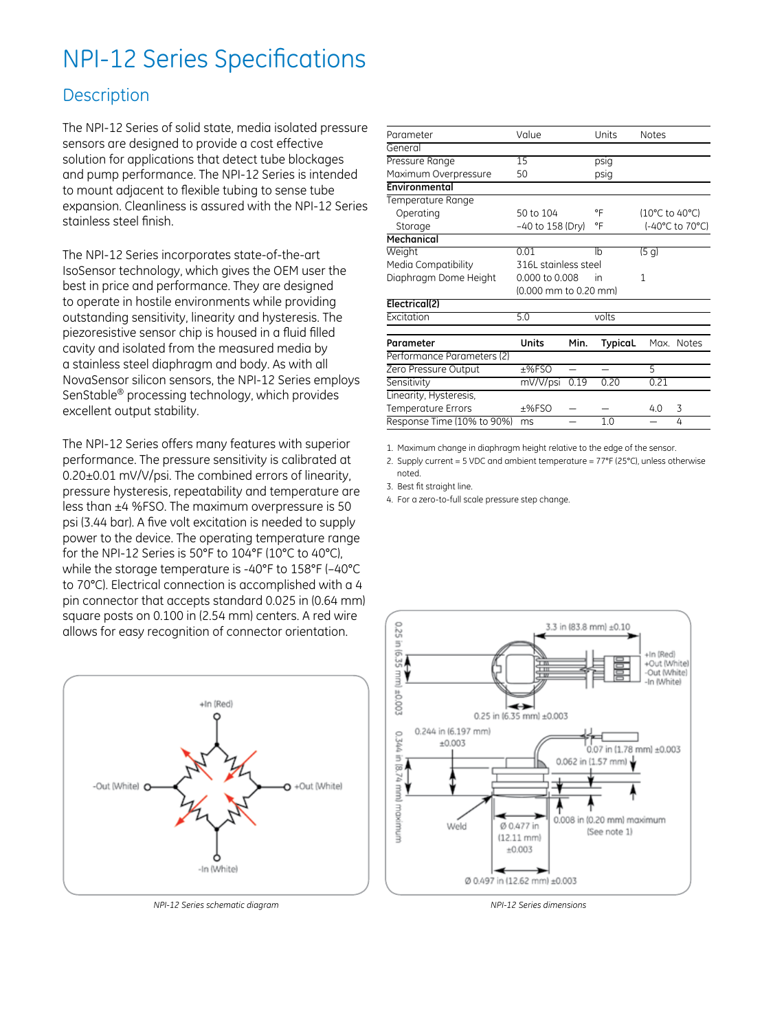# NPI-12 Series Specifications

## Description

The NPI-12 Series of solid state, media isolated pressure sensors are designed to provide a cost effective solution for applications that detect tube blockages and pump performance. The NPI-12 Series is intended to mount adjacent to flexible tubing to sense tube expansion. Cleanliness is assured with the NPI-12 Series stainless steel finish.

The NPI-12 Series incorporates state-of-the-art IsoSensor technology, which gives the OEM user the best in price and performance. They are designed to operate in hostile environments while providing outstanding sensitivity, linearity and hysteresis. The piezoresistive sensor chip is housed in a fluid filled cavity and isolated from the measured media by a stainless steel diaphragm and body. As with all NovaSensor silicon sensors, the NPI-12 Series employs SenStable® processing technology, which provides excellent output stability.

The NPI-12 Series offers many features with superior performance. The pressure sensitivity is calibrated at 0.20±0.01 mV/V/psi. The combined errors of linearity, pressure hysteresis, repeatability and temperature are less than ±4 %FSO. The maximum overpressure is 50 psi (3.44 bar). A five volt excitation is needed to supply power to the device. The operating temperature range for the NPI-12 Series is 50°F to 104°F (10°C to 40°C), while the storage temperature is -40°F to 158°F (–40°C to 70°C). Electrical connection is accomplished with a 4 pin connector that accepts standard 0.025 in (0.64 mm) square posts on 0.100 in (2.54 mm) centers. A red wire allows for easy recognition of connector orientation.

| Parameter | Value | Units | Notes |
|---|---|---|---|
| **General** | | | |
| Pressure Range | 15 | psig | |
| Maximum Overpressure | 50 | psig | |
| **Environmental** | | | |
| Temperature Range | | | |
| Operating | 50 to 104 | °F | (10°C to 40°C) |
| Storage | –40 to 158 (Dry) | °F | (-40°C to 70°C) |
| **Mechanical** | | | |
| Weight | 0.01 | lb | (5 g) |
| Media Compatibility | 316L stainless steel | | |
| Diaphragm Dome Height | 0.000 to 0.008 (0.000 mm to 0.20 mm) | in | 1 |
| **Electrical(2)** | | | |
| Excitation | 5.0 | volts | |

| Parameter | Units | Min. | Typical | Max. | Notes |
|---|---|---|---|---|---|
| Performance Parameters (2) | | | | | |
| Zero Pressure Output | ±%FSO | — | — | 5 | |
| Sensitivity | mV/V/psi | 0.19 | 0.20 | 0.21 | |
| Linearity, Hysteresis, Temperature Errors | ±%FSO | — | — | 4.0 | 3 |
| Response Time (10% to 90%) | ms | — | 1.0 | — | 4 |

1. Maximum change in diaphragm height relative to the edge of the sensor.
2. Supply current = 5 VDC and ambient temperature = 77°F (25°C), unless otherwise noted.
3. Best fit straight line.
4. For a zero-to-full scale pressure step change.

+In (Red)
-Out (White)
+Out (White)
-In (White)

*NPI-12 Series schematic diagram*

3.3 in (83.8 mm) ±0.10
0.25 in (6.35 mm) ±0.003
+In (Red)
+Out (White)
-Out (White)
-In (White)
0.25 in (6.35 mm) ±0.003
0.244 in (6.197 mm) ±0.003
0.07 in (1.78 mm) ±0.003
0.062 in (1.57 mm)
0.344 in (8.74 mm) maximum
Weld
Ø 0.477 in (12.11 mm) ±0.003
0.008 in (0.20 mm) maximum (See note 1)
Ø 0.497 in (12.62 mm) ±0.003

*NPI-12 Series dimensions*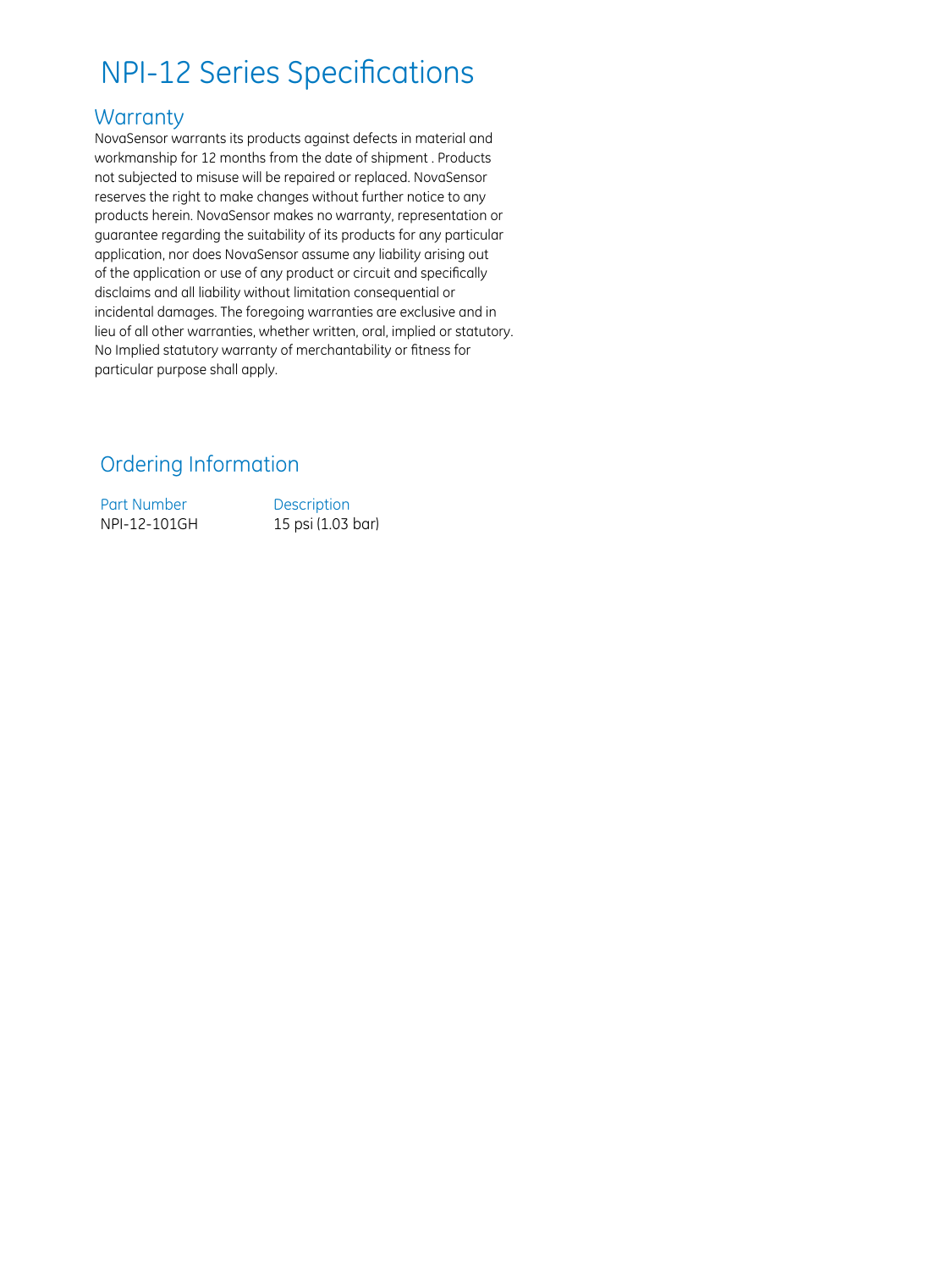# NPI-12 Series Specifications

## Warranty

NovaSensor warrants its products against defects in material and workmanship for 12 months from the date of shipment . Products not subjected to misuse will be repaired or replaced. NovaSensor reserves the right to make changes without further notice to any products herein. NovaSensor makes no warranty, representation or guarantee regarding the suitability of its products for any particular application, nor does NovaSensor assume any liability arising out of the application or use of any product or circuit and specifically disclaims and all liability without limitation consequential or incidental damages. The foregoing warranties are exclusive and in lieu of all other warranties, whether written, oral, implied or statutory. No Implied statutory warranty of merchantability or fitness for particular purpose shall apply.

## Ordering Information

| Part Number | Description |
|---|---|
| NPI-12-101GH | 15 psi (1.03 bar) |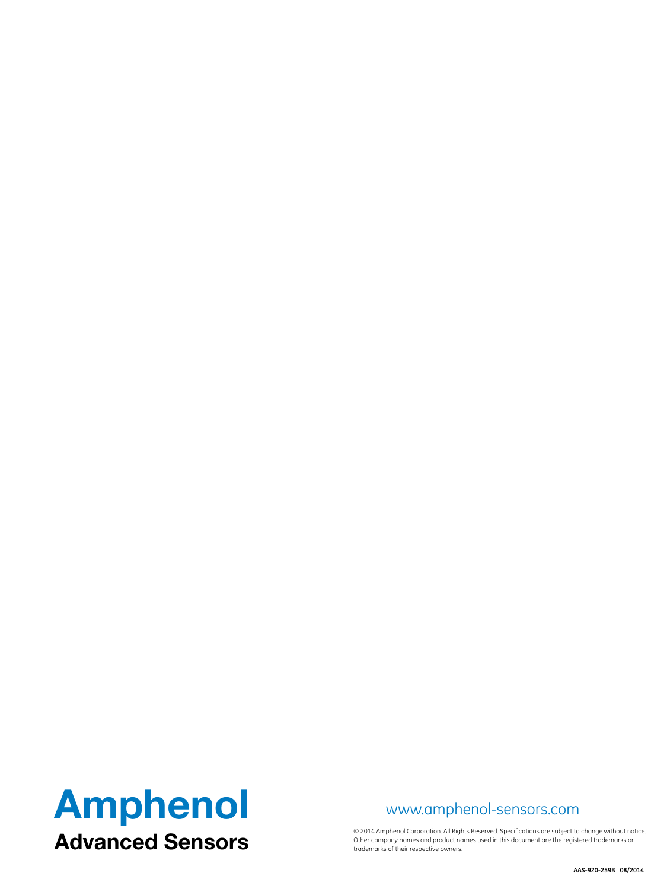**Amphenol**
**Advanced Sensors**

www.amphenol-sensors.com

© 2014 Amphenol Corporation. All Rights Reserved. Specifications are subject to change without notice. Other company names and product names used in this document are the registered trademarks or trademarks of their respective owners.

**AAS-920-259B 08/2014**